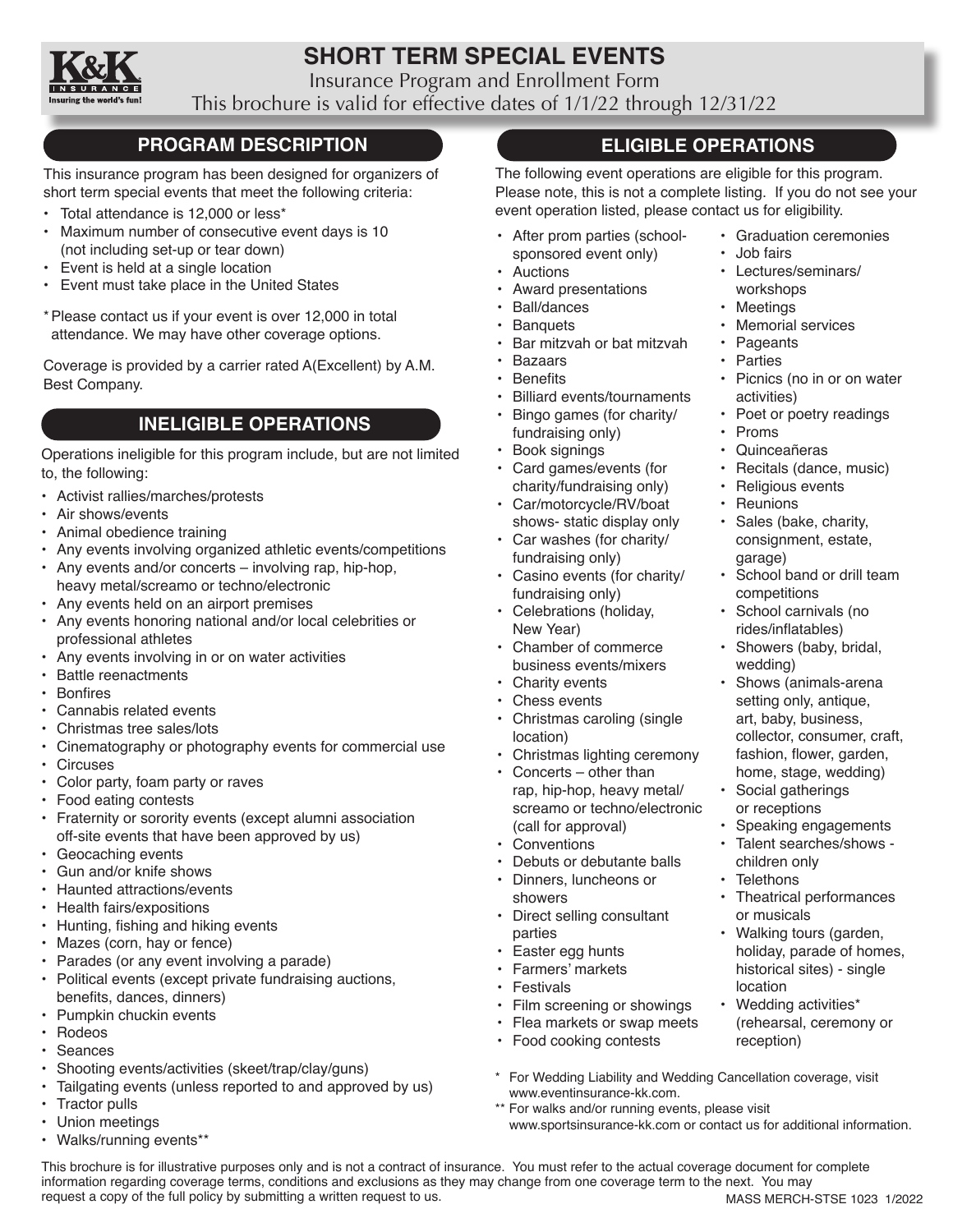# SHORT TERM SPECIAL EVENTS

Insurance Program and Enrollment Form

This brochure is valid for effective dates of 1/1/22 through 12/31/22

## PROGRAM DESCRIPTION

This insurance program has been designed for organizers of short term special events that meet the following criteria:

- Total attendance is 12,000 or less*
- Maximum number of consecutive event days is 10 (not including set-up or tear down)
- Event is held at a single location
- Event must take place in the United States

* Please contact us if your event is over 12,000 in total attendance. We may have other coverage options.

Coverage is provided by a carrier rated A(Excellent) by A.M. Best Company.

## INELIGIBLE OPERATIONS

Operations ineligible for this program include, but are not limited to, the following:

- Activist rallies/marches/protests
- Air shows/events
- Animal obedience training
- Any events involving organized athletic events/competitions
- Any events and/or concerts – involving rap, hip-hop, heavy metal/screamo or techno/electronic
- Any events held on an airport premises
- Any events honoring national and/or local celebrities or professional athletes
- Any events involving in or on water activities
- Battle reenactments
- Bonfires
- Cannabis related events
- Christmas tree sales/lots
- Cinematography or photography events for commercial use
- Circuses
- Color party, foam party or raves
- Food eating contests
- Fraternity or sorority events (except alumni association off-site events that have been approved by us)
- Geocaching events
- Gun and/or knife shows
- Haunted attractions/events
- Health fairs/expositions
- Hunting, fishing and hiking events
- Mazes (corn, hay or fence)
- Parades (or any event involving a parade)
- Political events (except private fundraising auctions, benefits, dances, dinners)
- Pumpkin chuckin events
- Rodeos
- Seances
- Shooting events/activities (skeet/trap/clay/guns)
- Tailgating events (unless reported to and approved by us)
- Tractor pulls
- Union meetings
- Walks/running events**

## ELIGIBLE OPERATIONS

The following event operations are eligible for this program. Please note, this is not a complete listing. If you do not see your event operation listed, please contact us for eligibility.

- After prom parties (school-sponsored event only)
- Auctions
- Award presentations
- Ball/dances
- Banquets
- Bar mitzvah or bat mitzvah
- Bazaars
- Benefits
- Billiard events/tournaments
- Bingo games (for charity/fundraising only)
- Book signings
- Card games/events (for charity/fundraising only)
- Car/motorcycle/RV/boat shows- static display only
- Car washes (for charity/fundraising only)
- Casino events (for charity/fundraising only)
- Celebrations (holiday, New Year)
- Chamber of commerce business events/mixers
- Charity events
- Chess events
- Christmas caroling (single location)
- Christmas lighting ceremony
- Concerts – other than rap, hip-hop, heavy metal/screamo or techno/electronic (call for approval)
- Conventions
- Debuts or debutante balls
- Dinners, luncheons or showers
- Direct selling consultant parties
- Easter egg hunts
- Farmers' markets
- Festivals
- Film screening or showings
- Flea markets or swap meets
- Food cooking contests
- Graduation ceremonies
- Job fairs
- Lectures/seminars/workshops
- Meetings
- Memorial services
- Pageants
- Parties
- Picnics (no in or on water activities)
- Poet or poetry readings
- Proms
- Quinceañeras
- Recitals (dance, music)
- Religious events
- Reunions
- Sales (bake, charity, consignment, estate, garage)
- School band or drill team competitions
- School carnivals (no rides/inflatables)
- Showers (baby, bridal, wedding)
- Shows (animals-arena setting only, antique, art, baby, business, collector, consumer, craft, fashion, flower, garden, home, stage, wedding)
- Social gatherings or receptions
- Speaking engagements
- Talent searches/shows - children only
- Telethons
- Theatrical performances or musicals
- Walking tours (garden, holiday, parade of homes, historical sites) - single location
- Wedding activities* (rehearsal, ceremony or reception)

\* For Wedding Liability and Wedding Cancellation coverage, visit www.eventinsurance-kk.com.

** For walks and/or running events, please visit www.sportsinsurance-kk.com or contact us for additional information.

This brochure is for illustrative purposes only and is not a contract of insurance. You must refer to the actual coverage document for complete information regarding coverage terms, conditions and exclusions as they may change from one coverage term to the next. You may request a copy of the full policy by submitting a written request to us.

MASS MERCH-STSE 1023 1/2022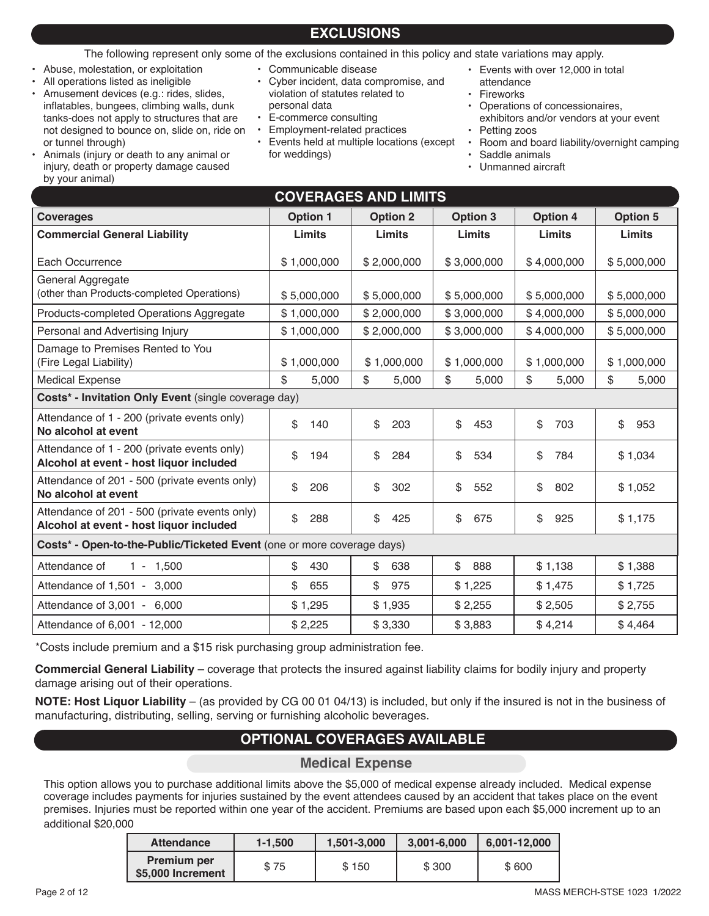## EXCLUSIONS

The following represent only some of the exclusions contained in this policy and state variations may apply.

- Abuse, molestation, or exploitation
- All operations listed as ineligible
- Amusement devices (e.g.: rides, slides, inflatables, bungees, climbing walls, dunk tanks-does not apply to structures that are not designed to bounce on, slide on, ride on or tunnel through)
- Animals (injury or death to any animal or injury, death or property damage caused by your animal)
- Communicable disease
- Cyber incident, data compromise, and violation of statutes related to personal data
- E-commerce consulting
- Employment-related practices
- Events held at multiple locations (except for weddings)
- Events with over 12,000 in total attendance
- Fireworks
- Operations of concessionaires, exhibitors and/or vendors at your event
- Petting zoos
- Room and board liability/overnight camping
- Saddle animals
- Unmanned aircraft

## COVERAGES AND LIMITS

| Coverages | Option 1 | Option 2 | Option 3 | Option 4 | Option 5 |
|---|---|---|---|---|---|
| **Commercial General Liability** | **Limits** | **Limits** | **Limits** | **Limits** | **Limits** |
| Each Occurrence | $ 1,000,000 | $ 2,000,000 | $ 3,000,000 | $ 4,000,000 | $ 5,000,000 |
| General Aggregate (other than Products-completed Operations) | $ 5,000,000 | $ 5,000,000 | $ 5,000,000 | $ 5,000,000 | $ 5,000,000 |
| Products-completed Operations Aggregate | $ 1,000,000 | $ 2,000,000 | $ 3,000,000 | $ 4,000,000 | $ 5,000,000 |
| Personal and Advertising Injury | $ 1,000,000 | $ 2,000,000 | $ 3,000,000 | $ 4,000,000 | $ 5,000,000 |
| Damage to Premises Rented to You (Fire Legal Liability) | $ 1,000,000 | $ 1,000,000 | $ 1,000,000 | $ 1,000,000 | $ 1,000,000 |
| Medical Expense | $ 5,000 | $ 5,000 | $ 5,000 | $ 5,000 | $ 5,000 |
| **Costs* - Invitation Only Event** (single coverage day) | | | | | |
| Attendance of 1 - 200 (private events only) **No alcohol at event** | $ 140 | $ 203 | $ 453 | $ 703 | $ 953 |
| Attendance of 1 - 200 (private events only) **Alcohol at event - host liquor included** | $ 194 | $ 284 | $ 534 | $ 784 | $ 1,034 |
| Attendance of 201 - 500 (private events only) **No alcohol at event** | $ 206 | $ 302 | $ 552 | $ 802 | $ 1,052 |
| Attendance of 201 - 500 (private events only) **Alcohol at event - host liquor included** | $ 288 | $ 425 | $ 675 | $ 925 | $ 1,175 |
| **Costs* - Open-to-the-Public/Ticketed Event** (one or more coverage days) | | | | | |
| Attendance of 1 - 1,500 | $ 430 | $ 638 | $ 888 | $ 1,138 | $ 1,388 |
| Attendance of 1,501 - 3,000 | $ 655 | $ 975 | $ 1,225 | $ 1,475 | $ 1,725 |
| Attendance of 3,001 - 6,000 | $ 1,295 | $ 1,935 | $ 2,255 | $ 2,505 | $ 2,755 |
| Attendance of 6,001 - 12,000 | $ 2,225 | $ 3,330 | $ 3,883 | $ 4,214 | $ 4,464 |

*Costs include premium and a $15 risk purchasing group administration fee.

**Commercial General Liability** – coverage that protects the insured against liability claims for bodily injury and property damage arising out of their operations.

**NOTE: Host Liquor Liability** – (as provided by CG 00 01 04/13) is included, but only if the insured is not in the business of manufacturing, distributing, selling, serving or furnishing alcoholic beverages.

## OPTIONAL COVERAGES AVAILABLE

### Medical Expense

This option allows you to purchase additional limits above the $5,000 of medical expense already included. Medical expense coverage includes payments for injuries sustained by the event attendees caused by an accident that takes place on the event premises. Injuries must be reported within one year of the accident. Premiums are based upon each $5,000 increment up to an additional $20,000

| Attendance | 1-1,500 | 1,501-3,000 | 3,001-6,000 | 6,001-12,000 |
|---|---|---|---|---|
| **Premium per $5,000 Increment** | $ 75 | $ 150 | $ 300 | $ 600 |

MASS MERCH-STSE 1023 1/2022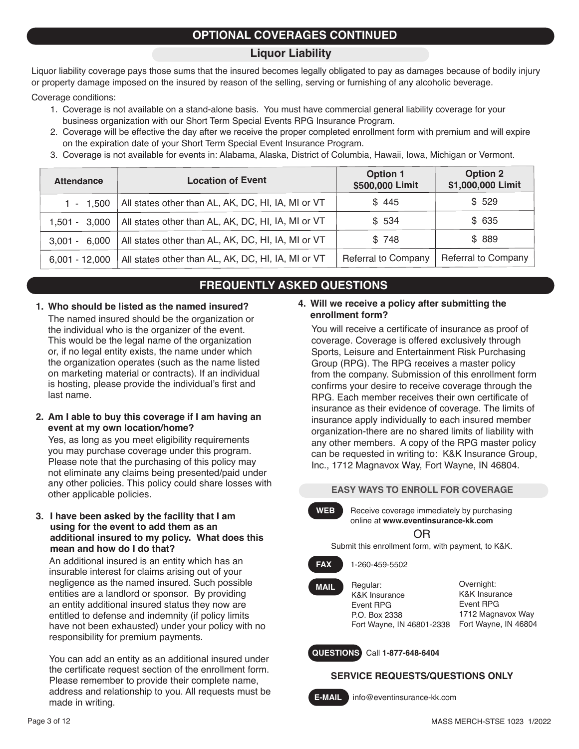## OPTIONAL COVERAGES CONTINUED

### Liquor Liability

Liquor liability coverage pays those sums that the insured becomes legally obligated to pay as damages because of bodily injury or property damage imposed on the insured by reason of the selling, serving or furnishing of any alcoholic beverage.

Coverage conditions:

1. Coverage is not available on a stand-alone basis. You must have commercial general liability coverage for your business organization with our Short Term Special Events RPG Insurance Program.
2. Coverage will be effective the day after we receive the proper completed enrollment form with premium and will expire on the expiration date of your Short Term Special Event Insurance Program.
3. Coverage is not available for events in: Alabama, Alaska, District of Columbia, Hawaii, Iowa, Michigan or Vermont.

| Attendance | Location of Event | Option 1 $500,000 Limit | Option 2 $1,000,000 Limit |
|---|---|---|---|
| 1 - 1,500 | All states other than AL, AK, DC, HI, IA, MI or VT | $ 445 | $ 529 |
| 1,501 - 3,000 | All states other than AL, AK, DC, HI, IA, MI or VT | $ 534 | $ 635 |
| 3,001 - 6,000 | All states other than AL, AK, DC, HI, IA, MI or VT | $ 748 | $ 889 |
| 6,001 - 12,000 | All states other than AL, AK, DC, HI, IA, MI or VT | Referral to Company | Referral to Company |

## FREQUENTLY ASKED QUESTIONS

**1. Who should be listed as the named insured?**

The named insured should be the organization or the individual who is the organizer of the event. This would be the legal name of the organization or, if no legal entity exists, the name under which the organization operates (such as the name listed on marketing material or contracts). If an individual is hosting, please provide the individual's first and last name.

**2. Am I able to buy this coverage if I am having an event at my own location/home?**

Yes, as long as you meet eligibility requirements you may purchase coverage under this program. Please note that the purchasing of this policy may not eliminate any claims being presented/paid under any other policies. This policy could share losses with other applicable policies.

**3. I have been asked by the facility that I am using for the event to add them as an additional insured to my policy. What does this mean and how do I do that?**

An additional insured is an entity which has an insurable interest for claims arising out of your negligence as the named insured. Such possible entities are a landlord or sponsor. By providing an entity additional insured status they now are entitled to defense and indemnity (if policy limits have not been exhausted) under your policy with no responsibility for premium payments.

You can add an entity as an additional insured under the certificate request section of the enrollment form. Please remember to provide their complete name, address and relationship to you. All requests must be made in writing.

**4. Will we receive a policy after submitting the enrollment form?**

You will receive a certificate of insurance as proof of coverage. Coverage is offered exclusively through Sports, Leisure and Entertainment Risk Purchasing Group (RPG). The RPG receives a master policy from the company. Submission of this enrollment form confirms your desire to receive coverage through the RPG. Each member receives their own certificate of insurance as their evidence of coverage. The limits of insurance apply individually to each insured member organization-there are no shared limits of liability with any other members. A copy of the RPG master policy can be requested in writing to: K&K Insurance Group, Inc., 1712 Magnavox Way, Fort Wayne, IN 46804.

### EASY WAYS TO ENROLL FOR COVERAGE

**WEB** Receive coverage immediately by purchasing online at **www.eventinsurance-kk.com**

OR

Submit this enrollment form, with payment, to K&K.

**FAX** 1-260-459-5502

**MAIL**

Regular:
K&K Insurance
Event RPG
P.O. Box 2338
Fort Wayne, IN 46801-2338

Overnight:
K&K Insurance
Event RPG
1712 Magnavox Way
Fort Wayne, IN 46804

**QUESTIONS** Call **1-877-648-6404**

### SERVICE REQUESTS/QUESTIONS ONLY

**E-MAIL** info@eventinsurance-kk.com

MASS MERCH-STSE 1023 1/2022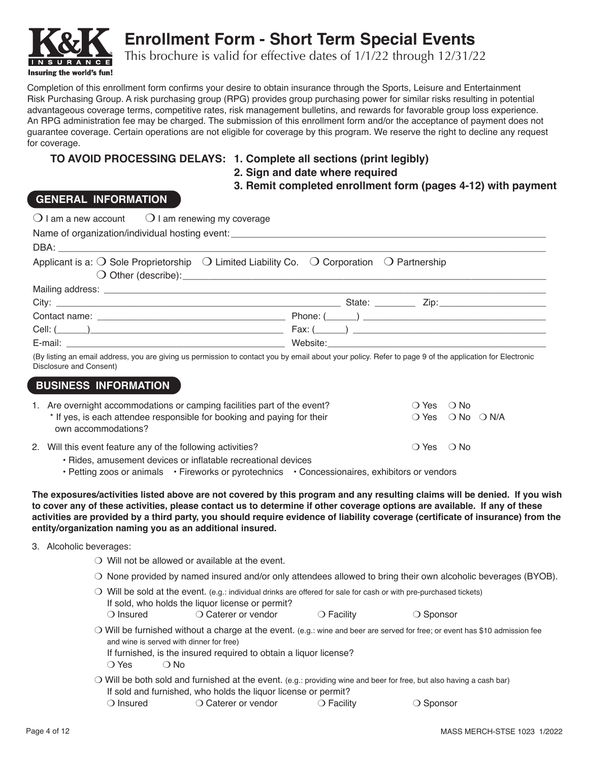# Enrollment Form - Short Term Special Events

This brochure is valid for effective dates of 1/1/22 through 12/31/22

Completion of this enrollment form confirms your desire to obtain insurance through the Sports, Leisure and Entertainment Risk Purchasing Group. A risk purchasing group (RPG) provides group purchasing power for similar risks resulting in potential advantageous coverage terms, competitive rates, risk management bulletins, and rewards for favorable group loss experience. An RPG administration fee may be charged. The submission of this enrollment form and/or the acceptance of payment does not guarantee coverage. Certain operations are not eligible for coverage by this program. We reserve the right to decline any request for coverage.

**TO AVOID PROCESSING DELAYS: 1. Complete all sections (print legibly)**
**2. Sign and date where required**
**3. Remit completed enrollment form (pages 4-12) with payment**

## GENERAL INFORMATION

❍ I am a new account ❍ I am renewing my coverage

Name of organization/individual hosting event: ______________________________

DBA: ______________________________

Applicant is a: ❍ Sole Proprietorship ❍ Limited Liability Co. ❍ Corporation ❍ Partnership
❍ Other (describe): ______________________________

Mailing address: ______________________________

City: ______________________ State: ________ Zip: ____________

Contact name: ______________________ Phone: (______) ______________________

Cell: (______) ______________________ Fax: (______) ______________________

E-mail: ______________________ Website: ______________________

(By listing an email address, you are giving us permission to contact you by email about your policy. Refer to page 9 of the application for Electronic Disclosure and Consent)

## BUSINESS INFORMATION

1. Are overnight accommodations or camping facilities part of the event? ❍ Yes ❍ No
   * If yes, is each attendee responsible for booking and paying for their own accommodations? ❍ Yes ❍ No ❍ N/A

2. Will this event feature any of the following activities? ❍ Yes ❍ No
   - Rides, amusement devices or inflatable recreational devices
   - Petting zoos or animals
   - Fireworks or pyrotechnics
   - Concessionaires, exhibitors or vendors

**The exposures/activities listed above are not covered by this program and any resulting claims will be denied. If you wish to cover any of these activities, please contact us to determine if other coverage options are available. If any of these activities are provided by a third party, you should require evidence of liability coverage (certificate of insurance) from the entity/organization naming you as an additional insured.**

3. Alcoholic beverages:
   - ❍ Will not be allowed or available at the event.
   - ❍ None provided by named insured and/or only attendees allowed to bring their own alcoholic beverages (BYOB).
   - ❍ Will be sold at the event. (e.g.: individual drinks are offered for sale for cash or with pre-purchased tickets)
     If sold, who holds the liquor license or permit?
     ❍ Insured ❍ Caterer or vendor ❍ Facility ❍ Sponsor
   - ❍ Will be furnished without a charge at the event. (e.g.: wine and beer are served for free; or event has $10 admission fee and wine is served with dinner for free)
     If furnished, is the insured required to obtain a liquor license?
     ❍ Yes ❍ No
   - ❍ Will be both sold and furnished at the event. (e.g.: providing wine and beer for free, but also having a cash bar)
     If sold and furnished, who holds the liquor license or permit?
     ❍ Insured ❍ Caterer or vendor ❍ Facility ❍ Sponsor

MASS MERCH-STSE 1023 1/2022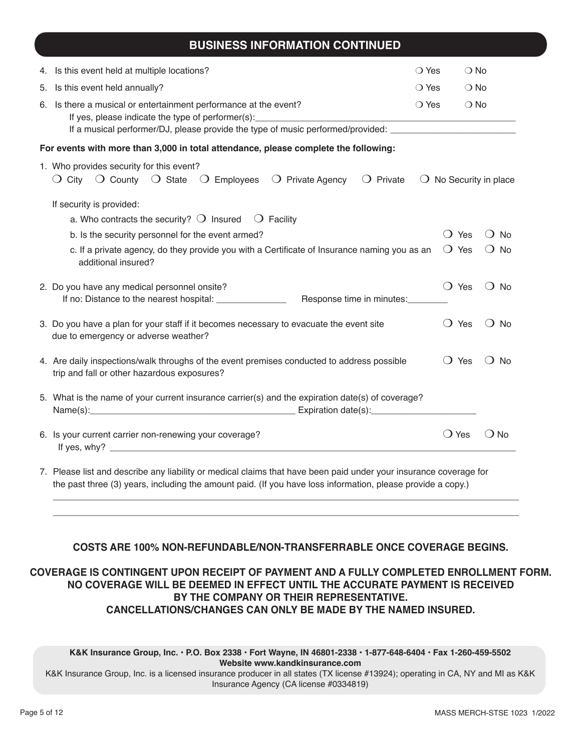## BUSINESS INFORMATION CONTINUED

4. Is this event held at multiple locations? ❍ Yes ❍ No
5. Is this event held annually? ❍ Yes ❍ No
6. Is there a musical or entertainment performance at the event? ❍ Yes ❍ No
   If yes, please indicate the type of performer(s):\_\_\_\_\_\_\_\_\_\_\_\_\_\_\_\_\_\_\_\_\_\_\_\_\_\_\_\_\_\_
   If a musical performer/DJ, please provide the type of music performed/provided: \_\_\_\_\_\_\_\_\_\_\_\_\_\_\_\_\_\_\_\_

**For events with more than 3,000 in total attendance, please complete the following:**

1. Who provides security for this event?
   ❍ City ❍ County ❍ State ❍ Employees ❍ Private Agency ❍ Private ❍ No Security in place

   If security is provided:
   a. Who contracts the security? ❍ Insured ❍ Facility
   b. Is the security personnel for the event armed? ❍ Yes ❍ No
   c. If a private agency, do they provide you with a Certificate of Insurance naming you as an additional insured? ❍ Yes ❍ No

2. Do you have any medical personnel onsite? ❍ Yes ❍ No
   If no: Distance to the nearest hospital: \_\_\_\_\_\_\_\_\_\_\_\_\_\_ Response time in minutes:\_\_\_\_\_\_\_\_

3. Do you have a plan for your staff if it becomes necessary to evacuate the event site due to emergency or adverse weather? ❍ Yes ❍ No

4. Are daily inspections/walk throughs of the event premises conducted to address possible trip and fall or other hazardous exposures? ❍ Yes ❍ No

5. What is the name of your current insurance carrier(s) and the expiration date(s) of coverage?
   Name(s):\_\_\_\_\_\_\_\_\_\_\_\_\_\_\_\_\_\_\_\_\_\_\_\_\_\_\_\_\_\_\_\_\_\_\_\_\_\_\_\_ Expiration date(s):\_\_\_\_\_\_\_\_\_\_\_\_\_\_\_\_\_\_\_\_

6. Is your current carrier non-renewing your coverage? ❍ Yes ❍ No
   If yes, why? \_\_\_\_\_\_\_\_\_\_\_\_\_\_\_\_\_\_\_\_\_\_\_\_\_\_\_\_\_\_\_\_\_\_\_\_\_\_\_\_\_\_\_\_\_\_\_\_\_\_\_\_\_\_\_\_\_\_\_\_\_\_

7. Please list and describe any liability or medical claims that have been paid under your insurance coverage for the past three (3) years, including the amount paid. (If you have loss information, please provide a copy.)
   \_\_\_\_\_\_\_\_\_\_\_\_\_\_\_\_\_\_\_\_\_\_\_\_\_\_\_\_\_\_\_\_\_\_\_\_\_\_\_\_\_\_\_\_\_\_\_\_\_\_\_\_\_\_\_\_\_\_\_\_\_\_\_\_\_\_\_\_\_\_\_\_\_\_\_\_
   \_\_\_\_\_\_\_\_\_\_\_\_\_\_\_\_\_\_\_\_\_\_\_\_\_\_\_\_\_\_\_\_\_\_\_\_\_\_\_\_\_\_\_\_\_\_\_\_\_\_\_\_\_\_\_\_\_\_\_\_\_\_\_\_\_\_\_\_\_\_\_\_\_\_\_\_

**COSTS ARE 100% NON-REFUNDABLE/NON-TRANSFERRABLE ONCE COVERAGE BEGINS.**

**COVERAGE IS CONTINGENT UPON RECEIPT OF PAYMENT AND A FULLY COMPLETED ENROLLMENT FORM. NO COVERAGE WILL BE DEEMED IN EFFECT UNTIL THE ACCURATE PAYMENT IS RECEIVED BY THE COMPANY OR THEIR REPRESENTATIVE. CANCELLATIONS/CHANGES CAN ONLY BE MADE BY THE NAMED INSURED.**

**K&K Insurance Group, Inc. • P.O. Box 2338 • Fort Wayne, IN 46801-2338 • 1-877-648-6404 • Fax 1-260-459-5502**
**Website www.kandkinsurance.com**
K&K Insurance Group, Inc. is a licensed insurance producer in all states (TX license #13924); operating in CA, NY and MI as K&K Insurance Agency (CA license #0334819)

MASS MERCH-STSE 1023 1/2022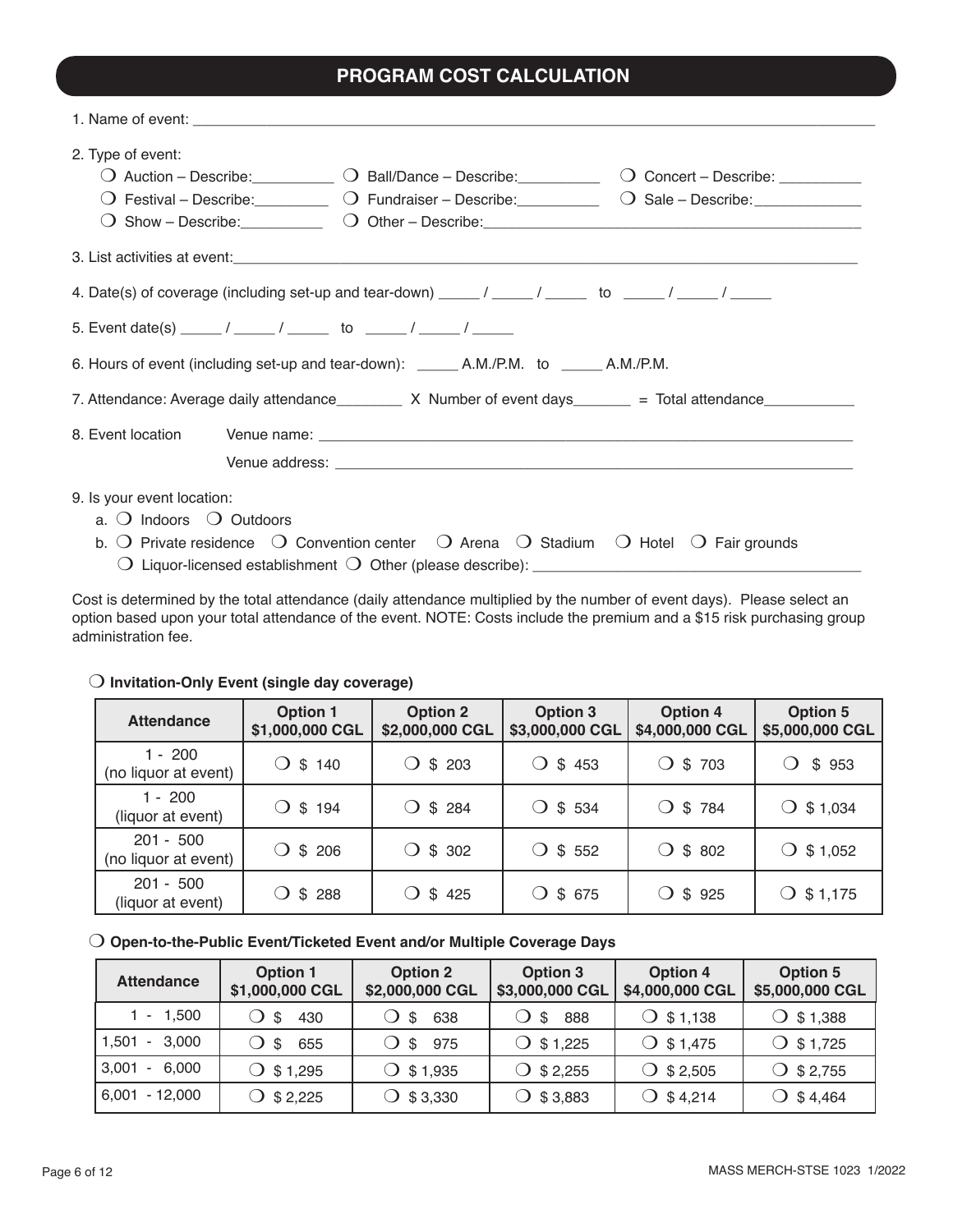## PROGRAM COST CALCULATION

1. Name of event: ___________________________________________

2. Type of event:
   - ❍ Auction – Describe:__________ ❍ Ball/Dance – Describe:__________ ❍ Concert – Describe: __________
   - ❍ Festival – Describe:_________ ❍ Fundraiser – Describe:__________ ❍ Sale – Describe:_____________
   - ❍ Show – Describe:__________ ❍ Other – Describe:_______________________________________

3. List activities at event:___________________________________________

4. Date(s) of coverage (including set-up and tear-down) _____ / _____ / _____ to _____ / _____ / _____

5. Event date(s) _____ / _____ / _____ to _____ / _____ / _____

6. Hours of event (including set-up and tear-down): _____ A.M./P.M. to _____ A.M./P.M.

7. Attendance: Average daily attendance________ X Number of event days_______ = Total attendance___________

8. Event location Venue name: ___________________________________________

   Venue address: ___________________________________________

9. Is your event location:
   - a. ❍ Indoors ❍ Outdoors
   - b. ❍ Private residence ❍ Convention center ❍ Arena ❍ Stadium ❍ Hotel ❍ Fair grounds
     ❍ Liquor-licensed establishment ❍ Other (please describe): _______________________________

Cost is determined by the total attendance (daily attendance multiplied by the number of event days). Please select an option based upon your total attendance of the event. NOTE: Costs include the premium and a $15 risk purchasing group administration fee.

❍ **Invitation-Only Event (single day coverage)**

| Attendance | Option 1 $1,000,000 CGL | Option 2 $2,000,000 CGL | Option 3 $3,000,000 CGL | Option 4 $4,000,000 CGL | Option 5 $5,000,000 CGL |
|---|---|---|---|---|---|
| 1 - 200 (no liquor at event) | ❍ $ 140 | ❍ $ 203 | ❍ $ 453 | ❍ $ 703 | ❍ $ 953 |
| 1 - 200 (liquor at event) | ❍ $ 194 | ❍ $ 284 | ❍ $ 534 | ❍ $ 784 | ❍ $ 1,034 |
| 201 - 500 (no liquor at event) | ❍ $ 206 | ❍ $ 302 | ❍ $ 552 | ❍ $ 802 | ❍ $ 1,052 |
| 201 - 500 (liquor at event) | ❍ $ 288 | ❍ $ 425 | ❍ $ 675 | ❍ $ 925 | ❍ $ 1,175 |

❍ **Open-to-the-Public Event/Ticketed Event and/or Multiple Coverage Days**

| Attendance | Option 1 $1,000,000 CGL | Option 2 $2,000,000 CGL | Option 3 $3,000,000 CGL | Option 4 $4,000,000 CGL | Option 5 $5,000,000 CGL |
|---|---|---|---|---|---|
| 1 - 1,500 | ❍ $ 430 | ❍ $ 638 | ❍ $ 888 | ❍ $ 1,138 | ❍ $ 1,388 |
| 1,501 - 3,000 | ❍ $ 655 | ❍ $ 975 | ❍ $ 1,225 | ❍ $ 1,475 | ❍ $ 1,725 |
| 3,001 - 6,000 | ❍ $ 1,295 | ❍ $ 1,935 | ❍ $ 2,255 | ❍ $ 2,505 | ❍ $ 2,755 |
| 6,001 - 12,000 | ❍ $ 2,225 | ❍ $ 3,330 | ❍ $ 3,883 | ❍ $ 4,214 | ❍ $ 4,464 |

MASS MERCH-STSE 1023 1/2022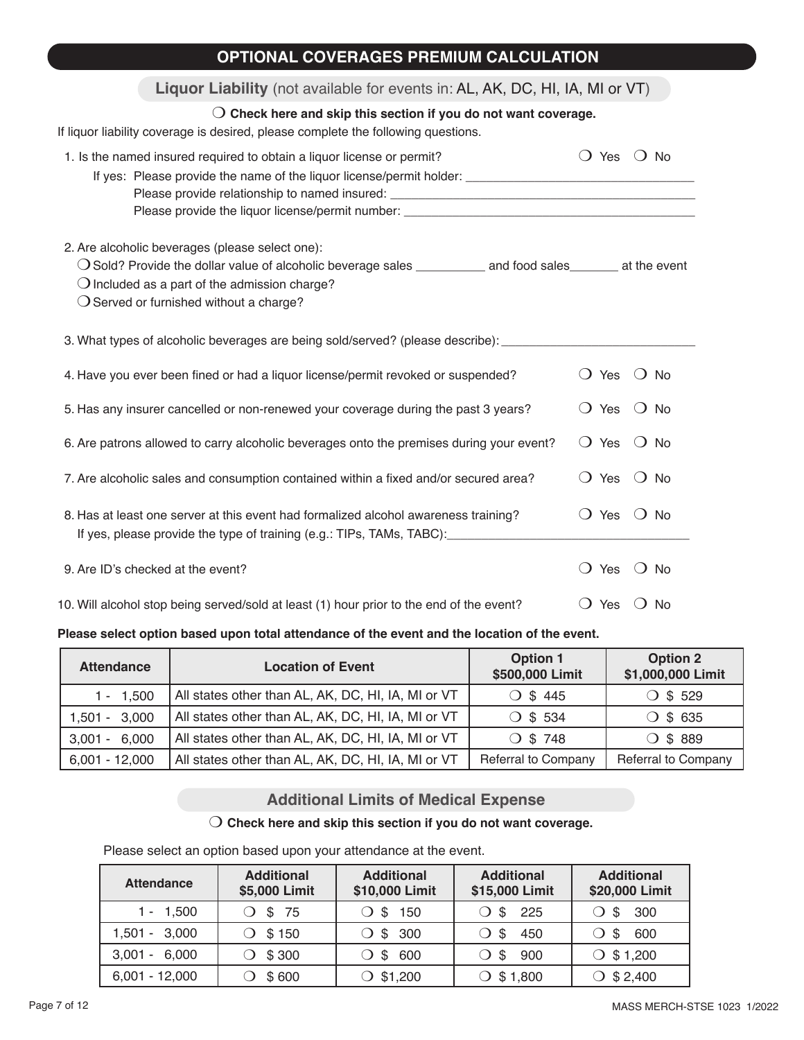## OPTIONAL COVERAGES PREMIUM CALCULATION

### **Liquor Liability** (not available for events in: AL, AK, DC, HI, IA, MI or VT)

❍ **Check here and skip this section if you do not want coverage.**

If liquor liability coverage is desired, please complete the following questions.

1. Is the named insured required to obtain a liquor license or permit? ❍ Yes ❍ No
   If yes: Please provide the name of the liquor license/permit holder: ______________________________
   Please provide relationship to named insured: ______________________________
   Please provide the liquor license/permit number: ______________________________

2. Are alcoholic beverages (please select one):
   ❍ Sold? Provide the dollar value of alcoholic beverage sales __________ and food sales_______ at the event
   ❍ Included as a part of the admission charge?
   ❍ Served or furnished without a charge?

3. What types of alcoholic beverages are being sold/served? (please describe): ______________________________

4. Have you ever been fined or had a liquor license/permit revoked or suspended? ❍ Yes ❍ No

5. Has any insurer cancelled or non-renewed your coverage during the past 3 years? ❍ Yes ❍ No

6. Are patrons allowed to carry alcoholic beverages onto the premises during your event? ❍ Yes ❍ No

7. Are alcoholic sales and consumption contained within a fixed and/or secured area? ❍ Yes ❍ No

8. Has at least one server at this event had formalized alcohol awareness training? ❍ Yes ❍ No
   If yes, please provide the type of training (e.g.: TIPs, TAMs, TABC):______________________________

9. Are ID's checked at the event? ❍ Yes ❍ No

10. Will alcohol stop being served/sold at least (1) hour prior to the end of the event? ❍ Yes ❍ No

**Please select option based upon total attendance of the event and the location of the event.**

| Attendance | Location of Event | Option 1 $500,000 Limit | Option 2 $1,000,000 Limit |
|---|---|---|---|
| 1 - 1,500 | All states other than AL, AK, DC, HI, IA, MI or VT | ❍ $ 445 | ❍ $ 529 |
| 1,501 - 3,000 | All states other than AL, AK, DC, HI, IA, MI or VT | ❍ $ 534 | ❍ $ 635 |
| 3,001 - 6,000 | All states other than AL, AK, DC, HI, IA, MI or VT | ❍ $ 748 | ❍ $ 889 |
| 6,001 - 12,000 | All states other than AL, AK, DC, HI, IA, MI or VT | Referral to Company | Referral to Company |

### Additional Limits of Medical Expense

❍ **Check here and skip this section if you do not want coverage.**

Please select an option based upon your attendance at the event.

| Attendance | Additional $5,000 Limit | Additional $10,000 Limit | Additional $15,000 Limit | Additional $20,000 Limit |
|---|---|---|---|---|
| 1 - 1,500 | ❍ $ 75 | ❍ $ 150 | ❍ $ 225 | ❍ $ 300 |
| 1,501 - 3,000 | ❍ $ 150 | ❍ $ 300 | ❍ $ 450 | ❍ $ 600 |
| 3,001 - 6,000 | ❍ $ 300 | ❍ $ 600 | ❍ $ 900 | ❍ $ 1,200 |
| 6,001 - 12,000 | ❍ $ 600 | ❍ $1,200 | ❍ $ 1,800 | ❍ $ 2,400 |

MASS MERCH-STSE 1023 1/2022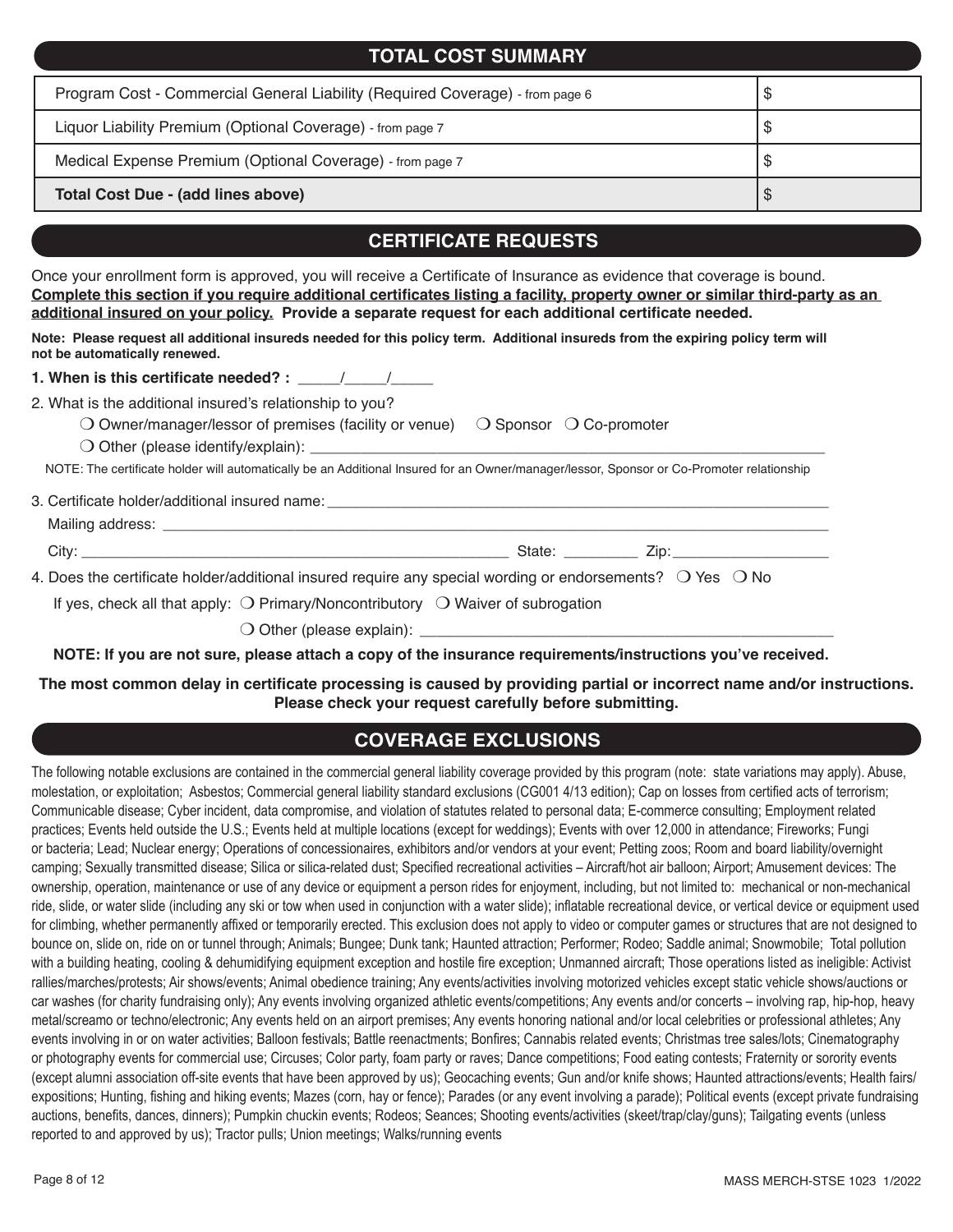## TOTAL COST SUMMARY

| | |
|---|---|
| Program Cost - Commercial General Liability (Required Coverage) - from page 6 | $ |
| Liquor Liability Premium (Optional Coverage) - from page 7 | $ |
| Medical Expense Premium (Optional Coverage) - from page 7 | $ |
| **Total Cost Due - (add lines above)** | $ |

## CERTIFICATE REQUESTS

Once your enrollment form is approved, you will receive a Certificate of Insurance as evidence that coverage is bound. **Complete this section if you require additional certificates listing a facility, property owner or similar third-party as an additional insured on your policy. Provide a separate request for each additional certificate needed.**

**Note: Please request all additional insureds needed for this policy term. Additional insureds from the expiring policy term will not be automatically renewed.**

**1. When is this certificate needed? :** _____/_____/_____

2. What is the additional insured's relationship to you?

❍ Owner/manager/lessor of premises (facility or venue) ❍ Sponsor ❍ Co-promoter

❍ Other (please identify/explain): ____________________________________________

NOTE: The certificate holder will automatically be an Additional Insured for an Owner/manager/lessor, Sponsor or Co-Promoter relationship

3. Certificate holder/additional insured name: ____________________________________________

Mailing address: ____________________________________________

City: ______________________________ State: _________ Zip: __________________

4. Does the certificate holder/additional insured require any special wording or endorsements? ❍ Yes ❍ No

If yes, check all that apply: ❍ Primary/Noncontributory ❍ Waiver of subrogation

❍ Other (please explain): ____________________________________________

**NOTE: If you are not sure, please attach a copy of the insurance requirements/instructions you've received.**

**The most common delay in certificate processing is caused by providing partial or incorrect name and/or instructions. Please check your request carefully before submitting.**

## COVERAGE EXCLUSIONS

The following notable exclusions are contained in the commercial general liability coverage provided by this program (note: state variations may apply). Abuse, molestation, or exploitation; Asbestos; Commercial general liability standard exclusions (CG001 4/13 edition); Cap on losses from certified acts of terrorism; Communicable disease; Cyber incident, data compromise, and violation of statutes related to personal data; E-commerce consulting; Employment related practices; Events held outside the U.S.; Events held at multiple locations (except for weddings); Events with over 12,000 in attendance; Fireworks; Fungi or bacteria; Lead; Nuclear energy; Operations of concessionaires, exhibitors and/or vendors at your event; Petting zoos; Room and board liability/overnight camping; Sexually transmitted disease; Silica or silica-related dust; Specified recreational activities – Aircraft/hot air balloon; Airport; Amusement devices: The ownership, operation, maintenance or use of any device or equipment a person rides for enjoyment, including, but not limited to: mechanical or non-mechanical ride, slide, or water slide (including any ski or tow when used in conjunction with a water slide); inflatable recreational device, or vertical device or equipment used for climbing, whether permanently affixed or temporarily erected. This exclusion does not apply to video or computer games or structures that are not designed to bounce on, slide on, ride on or tunnel through; Animals; Bungee; Dunk tank; Haunted attraction; Performer; Rodeo; Saddle animal; Snowmobile; Total pollution with a building heating, cooling & dehumidifying equipment exception and hostile fire exception; Unmanned aircraft; Those operations listed as ineligible: Activist rallies/marches/protests; Air shows/events; Animal obedience training; Any events/activities involving motorized vehicles except static vehicle shows/auctions or car washes (for charity fundraising only); Any events involving organized athletic events/competitions; Any events and/or concerts – involving rap, hip-hop, heavy metal/screamo or techno/electronic; Any events held on an airport premises; Any events honoring national and/or local celebrities or professional athletes; Any events involving in or on water activities; Balloon festivals; Battle reenactments; Bonfires; Cannabis related events; Christmas tree sales/lots; Cinematography or photography events for commercial use; Circuses; Color party, foam party or raves; Dance competitions; Food eating contests; Fraternity or sorority events (except alumni association off-site events that have been approved by us); Geocaching events; Gun and/or knife shows; Haunted attractions/events; Health fairs/expositions; Hunting, fishing and hiking events; Mazes (corn, hay or fence); Parades (or any event involving a parade); Political events (except private fundraising auctions, benefits, dances, dinners); Pumpkin chuckin events; Rodeos; Seances; Shooting events/activities (skeet/trap/clay/guns); Tailgating events (unless reported to and approved by us); Tractor pulls; Union meetings; Walks/running events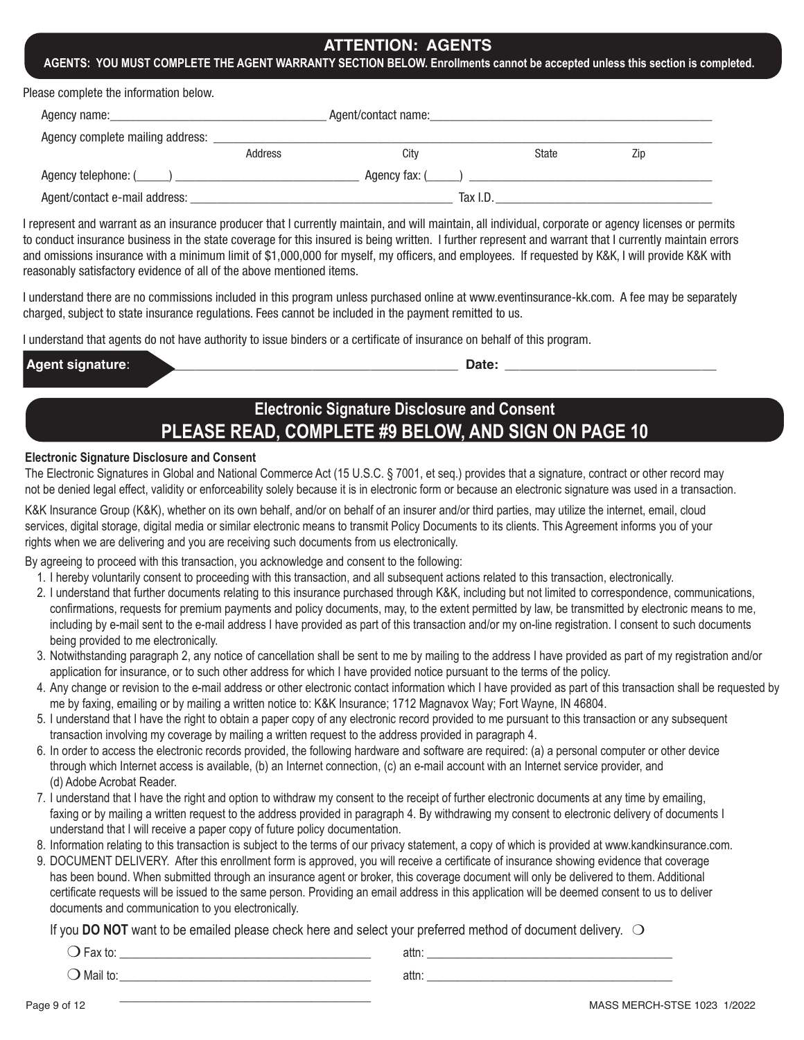## ATTENTION: AGENTS

**AGENTS: YOU MUST COMPLETE THE AGENT WARRANTY SECTION BELOW. Enrollments cannot be accepted unless this section is completed.**

Please complete the information below.

Agency name:\_\_\_\_\_\_\_\_\_\_\_\_\_\_\_\_\_\_\_\_\_\_\_\_\_\_\_\_\_\_ Agent/contact name:\_\_\_\_\_\_\_\_\_\_\_\_\_\_\_\_\_\_\_\_\_\_\_\_\_\_\_\_\_\_\_\_\_\_\_\_\_\_\_\_

Agency complete mailing address: \_\_\_\_\_\_\_\_\_\_\_\_\_\_\_\_\_\_\_\_\_\_\_\_\_\_\_\_\_\_\_\_\_\_\_\_\_\_\_\_\_\_\_\_\_\_\_\_\_\_\_\_\_\_\_\_\_\_\_\_\_\_\_\_\_\_\_\_\_\_

Address City State Zip

Agency telephone: (\_\_\_\_\_) \_\_\_\_\_\_\_\_\_\_\_\_\_\_\_\_\_\_\_\_\_\_\_\_\_\_ Agency fax: (\_\_\_\_\_) \_\_\_\_\_\_\_\_\_\_\_\_\_\_\_\_\_\_\_\_\_\_\_\_\_\_\_\_\_\_\_\_\_\_

Agent/contact e-mail address: \_\_\_\_\_\_\_\_\_\_\_\_\_\_\_\_\_\_\_\_\_\_\_\_\_\_\_\_\_\_\_\_\_\_\_\_\_\_ Tax I.D.\_\_\_\_\_\_\_\_\_\_\_\_\_\_\_\_\_\_\_\_\_\_\_\_\_\_\_\_\_\_\_\_

I represent and warrant as an insurance producer that I currently maintain, and will maintain, all individual, corporate or agency licenses or permits to conduct insurance business in the state coverage for this insured is being written. I further represent and warrant that I currently maintain errors and omissions insurance with a minimum limit of $1,000,000 for myself, my officers, and employees. If requested by K&K, I will provide K&K with reasonably satisfactory evidence of all of the above mentioned items.

I understand there are no commissions included in this program unless purchased online at www.eventinsurance-kk.com. A fee may be separately charged, subject to state insurance regulations. Fees cannot be included in the payment remitted to us.

I understand that agents do not have authority to issue binders or a certificate of insurance on behalf of this program.

**Agent signature**: \_\_\_\_\_\_\_\_\_\_\_\_\_\_\_\_\_\_\_\_\_\_\_\_\_\_\_\_\_\_\_\_\_\_\_\_\_\_\_\_ **Date:** \_\_\_\_\_\_\_\_\_\_\_\_\_\_\_\_\_\_\_\_\_\_\_\_\_\_\_\_\_\_

## Electronic Signature Disclosure and Consent

## PLEASE READ, COMPLETE #9 BELOW, AND SIGN ON PAGE 10

**Electronic Signature Disclosure and Consent**

The Electronic Signatures in Global and National Commerce Act (15 U.S.C. § 7001, et seq.) provides that a signature, contract or other record may not be denied legal effect, validity or enforceability solely because it is in electronic form or because an electronic signature was used in a transaction.

K&K Insurance Group (K&K), whether on its own behalf, and/or on behalf of an insurer and/or third parties, may utilize the internet, email, cloud services, digital storage, digital media or similar electronic means to transmit Policy Documents to its clients. This Agreement informs you of your rights when we are delivering and you are receiving such documents from us electronically.

By agreeing to proceed with this transaction, you acknowledge and consent to the following:

1. I hereby voluntarily consent to proceeding with this transaction, and all subsequent actions related to this transaction, electronically.
2. I understand that further documents relating to this insurance purchased through K&K, including but not limited to correspondence, communications, confirmations, requests for premium payments and policy documents, may, to the extent permitted by law, be transmitted by electronic means to me, including by e-mail sent to the e-mail address I have provided as part of this transaction and/or my on-line registration. I consent to such documents being provided to me electronically.
3. Notwithstanding paragraph 2, any notice of cancellation shall be sent to me by mailing to the address I have provided as part of my registration and/or application for insurance, or to such other address for which I have provided notice pursuant to the terms of the policy.
4. Any change or revision to the e-mail address or other electronic contact information which I have provided as part of this transaction shall be requested by me by faxing, emailing or by mailing a written notice to: K&K Insurance; 1712 Magnavox Way; Fort Wayne, IN 46804.
5. I understand that I have the right to obtain a paper copy of any electronic record provided to me pursuant to this transaction or any subsequent transaction involving my coverage by mailing a written request to the address provided in paragraph 4.
6. In order to access the electronic records provided, the following hardware and software are required: (a) a personal computer or other device through which Internet access is available, (b) an Internet connection, (c) an e-mail account with an Internet service provider, and (d) Adobe Acrobat Reader.
7. I understand that I have the right and option to withdraw my consent to the receipt of further electronic documents at any time by emailing, faxing or by mailing a written request to the address provided in paragraph 4. By withdrawing my consent to electronic delivery of documents I understand that I will receive a paper copy of future policy documentation.
8. Information relating to this transaction is subject to the terms of our privacy statement, a copy of which is provided at www.kandkinsurance.com.
9. DOCUMENT DELIVERY. After this enrollment form is approved, you will receive a certificate of insurance showing evidence that coverage has been bound. When submitted through an insurance agent or broker, this coverage document will only be delivered to them. Additional certificate requests will be issued to the same person. Providing an email address in this application will be deemed consent to us to deliver documents and communication to you electronically.

If you **DO NOT** want to be emailed please check here and select your preferred method of document delivery. ❍

❍ Fax to: \_\_\_\_\_\_\_\_\_\_\_\_\_\_\_\_\_\_\_\_\_\_\_\_\_\_\_\_\_\_\_\_\_\_\_\_ attn: \_\_\_\_\_\_\_\_\_\_\_\_\_\_\_\_\_\_\_\_\_\_\_\_\_\_\_\_\_\_\_\_\_\_\_\_

❍ Mail to:\_\_\_\_\_\_\_\_\_\_\_\_\_\_\_\_\_\_\_\_\_\_\_\_\_\_\_\_\_\_\_\_\_\_\_\_ attn: \_\_\_\_\_\_\_\_\_\_\_\_\_\_\_\_\_\_\_\_\_\_\_\_\_\_\_\_\_\_\_\_\_\_\_\_

\_\_\_\_\_\_\_\_\_\_\_\_\_\_\_\_\_\_\_\_\_\_\_\_\_\_\_\_\_\_\_\_\_\_\_\_

MASS MERCH-STSE 1023 1/2022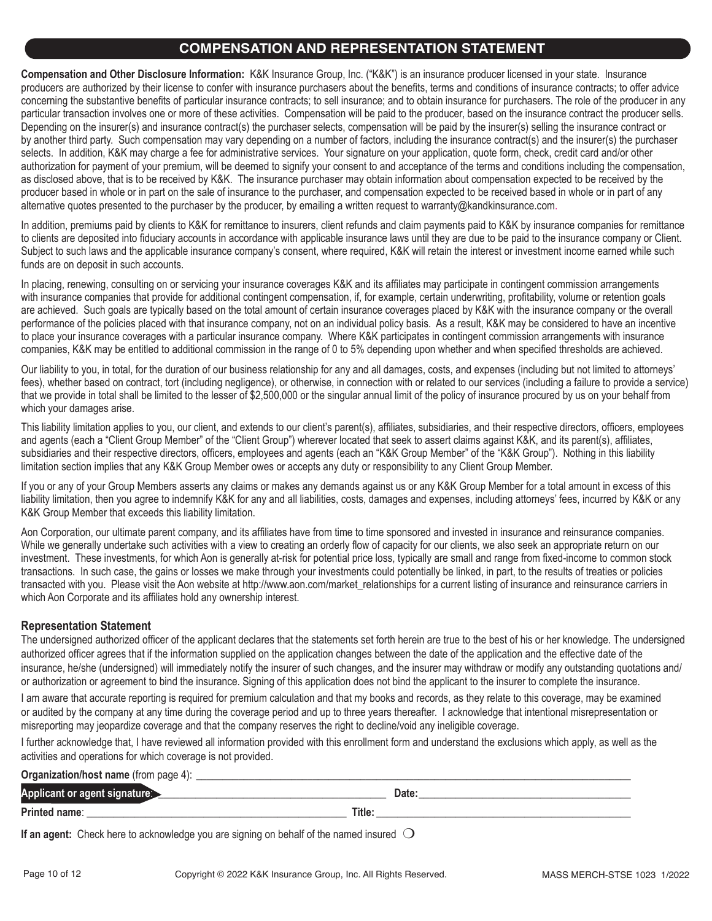## COMPENSATION AND REPRESENTATION STATEMENT

**Compensation and Other Disclosure Information:** K&K Insurance Group, Inc. ("K&K") is an insurance producer licensed in your state. Insurance producers are authorized by their license to confer with insurance purchasers about the benefits, terms and conditions of insurance contracts; to offer advice concerning the substantive benefits of particular insurance contracts; to sell insurance; and to obtain insurance for purchasers. The role of the producer in any particular transaction involves one or more of these activities. Compensation will be paid to the producer, based on the insurance contract the producer sells. Depending on the insurer(s) and insurance contract(s) the purchaser selects, compensation will be paid by the insurer(s) selling the insurance contract or by another third party. Such compensation may vary depending on a number of factors, including the insurance contract(s) and the insurer(s) the purchaser selects. In addition, K&K may charge a fee for administrative services. Your signature on your application, quote form, check, credit card and/or other authorization for payment of your premium, will be deemed to signify your consent to and acceptance of the terms and conditions including the compensation, as disclosed above, that is to be received by K&K. The insurance purchaser may obtain information about compensation expected to be received by the producer based in whole or in part on the sale of insurance to the purchaser, and compensation expected to be received based in whole or in part of any alternative quotes presented to the purchaser by the producer, by emailing a written request to warranty@kandkinsurance.com.

In addition, premiums paid by clients to K&K for remittance to insurers, client refunds and claim payments paid to K&K by insurance companies for remittance to clients are deposited into fiduciary accounts in accordance with applicable insurance laws until they are due to be paid to the insurance company or Client. Subject to such laws and the applicable insurance company's consent, where required, K&K will retain the interest or investment income earned while such funds are on deposit in such accounts.

In placing, renewing, consulting on or servicing your insurance coverages K&K and its affiliates may participate in contingent commission arrangements with insurance companies that provide for additional contingent compensation, if, for example, certain underwriting, profitability, volume or retention goals are achieved. Such goals are typically based on the total amount of certain insurance coverages placed by K&K with the insurance company or the overall performance of the policies placed with that insurance company, not on an individual policy basis. As a result, K&K may be considered to have an incentive to place your insurance coverages with a particular insurance company. Where K&K participates in contingent commission arrangements with insurance companies, K&K may be entitled to additional commission in the range of 0 to 5% depending upon whether and when specified thresholds are achieved.

Our liability to you, in total, for the duration of our business relationship for any and all damages, costs, and expenses (including but not limited to attorneys' fees), whether based on contract, tort (including negligence), or otherwise, in connection with or related to our services (including a failure to provide a service) that we provide in total shall be limited to the lesser of $2,500,000 or the singular annual limit of the policy of insurance procured by us on your behalf from which your damages arise.

This liability limitation applies to you, our client, and extends to our client's parent(s), affiliates, subsidiaries, and their respective directors, officers, employees and agents (each a "Client Group Member" of the "Client Group") wherever located that seek to assert claims against K&K, and its parent(s), affiliates, subsidiaries and their respective directors, officers, employees and agents (each an "K&K Group Member" of the "K&K Group"). Nothing in this liability limitation section implies that any K&K Group Member owes or accepts any duty or responsibility to any Client Group Member.

If you or any of your Group Members asserts any claims or makes any demands against us or any K&K Group Member for a total amount in excess of this liability limitation, then you agree to indemnify K&K for any and all liabilities, costs, damages and expenses, including attorneys' fees, incurred by K&K or any K&K Group Member that exceeds this liability limitation.

Aon Corporation, our ultimate parent company, and its affiliates have from time to time sponsored and invested in insurance and reinsurance companies. While we generally undertake such activities with a view to creating an orderly flow of capacity for our clients, we also seek an appropriate return on our investment. These investments, for which Aon is generally at-risk for potential price loss, typically are small and range from fixed-income to common stock transactions. In such case, the gains or losses we make through your investments could potentially be linked, in part, to the results of treaties or policies transacted with you. Please visit the Aon website at http://www.aon.com/market_relationships for a current listing of insurance and reinsurance carriers in which Aon Corporate and its affiliates hold any ownership interest.

### Representation Statement

The undersigned authorized officer of the applicant declares that the statements set forth herein are true to the best of his or her knowledge. The undersigned authorized officer agrees that if the information supplied on the application changes between the date of the application and the effective date of the insurance, he/she (undersigned) will immediately notify the insurer of such changes, and the insurer may withdraw or modify any outstanding quotations and/or authorization or agreement to bind the insurance. Signing of this application does not bind the applicant to the insurer to complete the insurance.

I am aware that accurate reporting is required for premium calculation and that my books and records, as they relate to this coverage, may be examined or audited by the company at any time during the coverage period and up to three years thereafter. I acknowledge that intentional misrepresentation or misreporting may jeopardize coverage and that the company reserves the right to decline/void any ineligible coverage.

I further acknowledge that, I have reviewed all information provided with this enrollment form and understand the exclusions which apply, as well as the activities and operations for which coverage is not provided.

**Organization/host name** (from page 4): ____________________________________________

**Applicant or agent signature**: ______________________________ **Date:** ______________________________

**Printed name**: ______________________________ **Title:** ______________________________

**If an agent:** Check here to acknowledge you are signing on behalf of the named insured ❍

MASS MERCH-STSE 1023 1/2022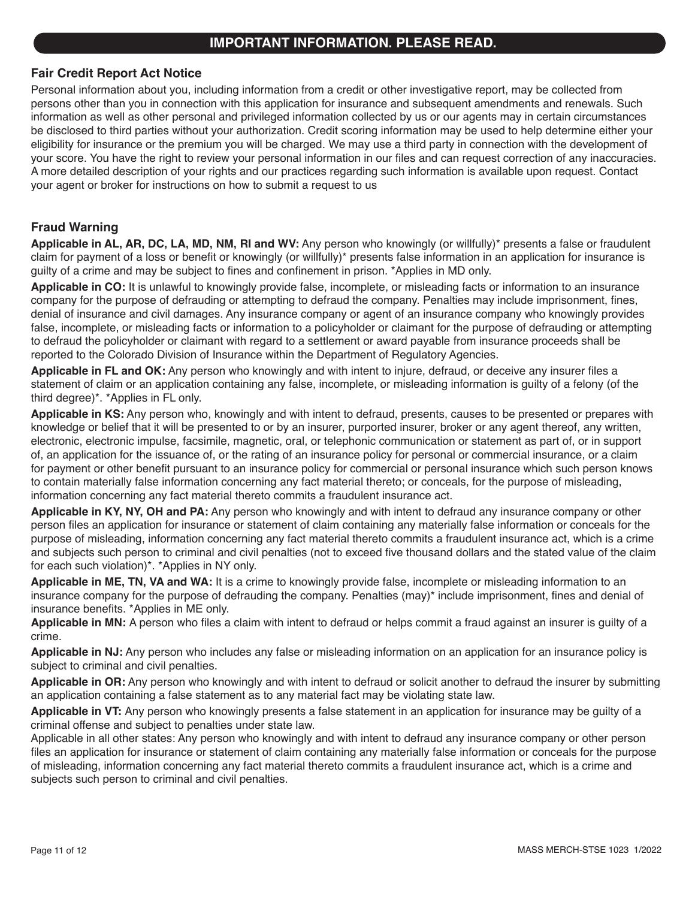# IMPORTANT INFORMATION. PLEASE READ.

## Fair Credit Report Act Notice

Personal information about you, including information from a credit or other investigative report, may be collected from persons other than you in connection with this application for insurance and subsequent amendments and renewals. Such information as well as other personal and privileged information collected by us or our agents may in certain circumstances be disclosed to third parties without your authorization. Credit scoring information may be used to help determine either your eligibility for insurance or the premium you will be charged. We may use a third party in connection with the development of your score. You have the right to review your personal information in our files and can request correction of any inaccuracies. A more detailed description of your rights and our practices regarding such information is available upon request. Contact your agent or broker for instructions on how to submit a request to us

## Fraud Warning

**Applicable in AL, AR, DC, LA, MD, NM, RI and WV:** Any person who knowingly (or willfully)* presents a false or fraudulent claim for payment of a loss or benefit or knowingly (or willfully)* presents false information in an application for insurance is guilty of a crime and may be subject to fines and confinement in prison. *Applies in MD only.

**Applicable in CO:** It is unlawful to knowingly provide false, incomplete, or misleading facts or information to an insurance company for the purpose of defrauding or attempting to defraud the company. Penalties may include imprisonment, fines, denial of insurance and civil damages. Any insurance company or agent of an insurance company who knowingly provides false, incomplete, or misleading facts or information to a policyholder or claimant for the purpose of defrauding or attempting to defraud the policyholder or claimant with regard to a settlement or award payable from insurance proceeds shall be reported to the Colorado Division of Insurance within the Department of Regulatory Agencies.

**Applicable in FL and OK:** Any person who knowingly and with intent to injure, defraud, or deceive any insurer files a statement of claim or an application containing any false, incomplete, or misleading information is guilty of a felony (of the third degree)*. *Applies in FL only.

**Applicable in KS:** Any person who, knowingly and with intent to defraud, presents, causes to be presented or prepares with knowledge or belief that it will be presented to or by an insurer, purported insurer, broker or any agent thereof, any written, electronic, electronic impulse, facsimile, magnetic, oral, or telephonic communication or statement as part of, or in support of, an application for the issuance of, or the rating of an insurance policy for personal or commercial insurance, or a claim for payment or other benefit pursuant to an insurance policy for commercial or personal insurance which such person knows to contain materially false information concerning any fact material thereto; or conceals, for the purpose of misleading, information concerning any fact material thereto commits a fraudulent insurance act.

**Applicable in KY, NY, OH and PA:** Any person who knowingly and with intent to defraud any insurance company or other person files an application for insurance or statement of claim containing any materially false information or conceals for the purpose of misleading, information concerning any fact material thereto commits a fraudulent insurance act, which is a crime and subjects such person to criminal and civil penalties (not to exceed five thousand dollars and the stated value of the claim for each such violation)*. *Applies in NY only.

**Applicable in ME, TN, VA and WA:** It is a crime to knowingly provide false, incomplete or misleading information to an insurance company for the purpose of defrauding the company. Penalties (may)* include imprisonment, fines and denial of insurance benefits. *Applies in ME only.

**Applicable in MN:** A person who files a claim with intent to defraud or helps commit a fraud against an insurer is guilty of a crime.

**Applicable in NJ:** Any person who includes any false or misleading information on an application for an insurance policy is subject to criminal and civil penalties.

**Applicable in OR:** Any person who knowingly and with intent to defraud or solicit another to defraud the insurer by submitting an application containing a false statement as to any material fact may be violating state law.

**Applicable in VT:** Any person who knowingly presents a false statement in an application for insurance may be guilty of a criminal offense and subject to penalties under state law.

Applicable in all other states: Any person who knowingly and with intent to defraud any insurance company or other person files an application for insurance or statement of claim containing any materially false information or conceals for the purpose of misleading, information concerning any fact material thereto commits a fraudulent insurance act, which is a crime and subjects such person to criminal and civil penalties.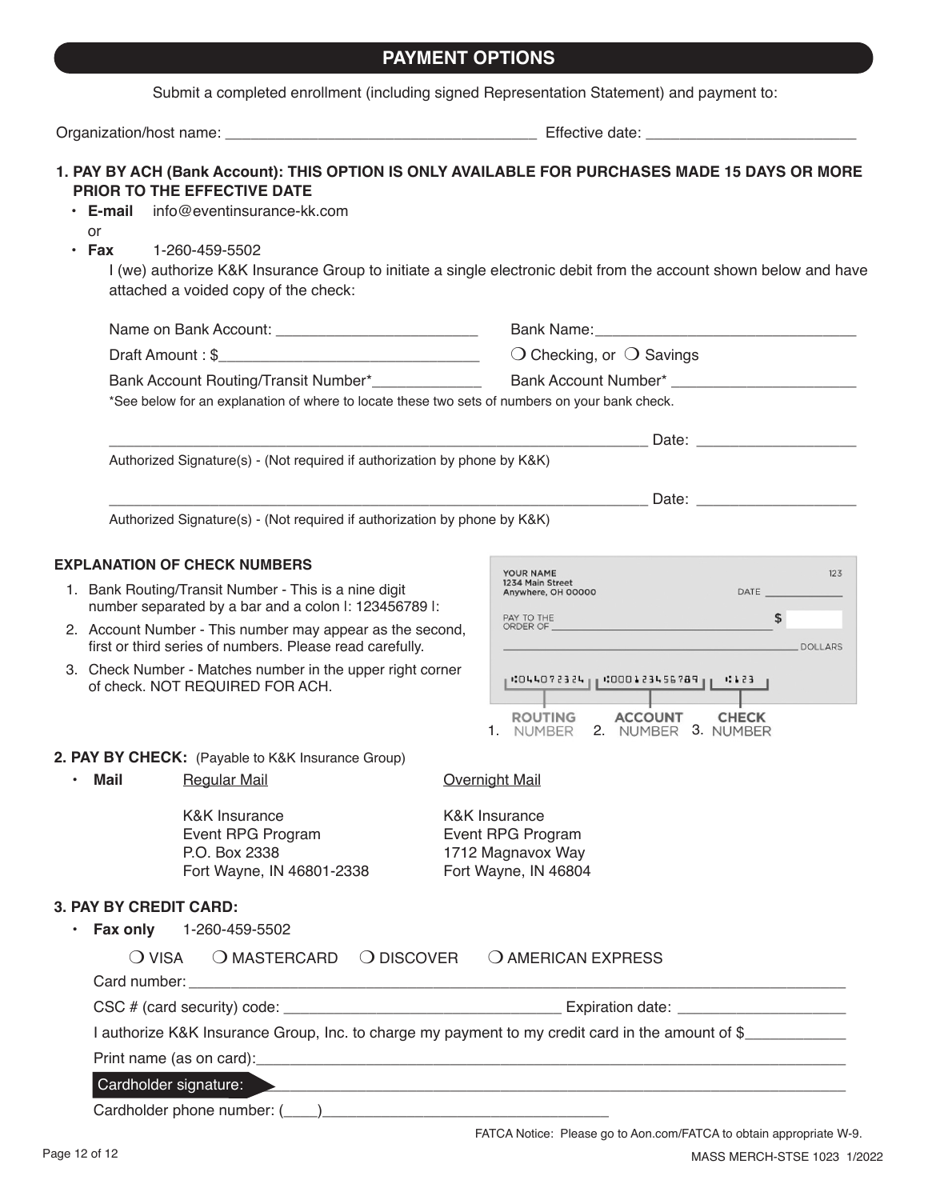## PAYMENT OPTIONS

Submit a completed enrollment (including signed Representation Statement) and payment to:

Organization/host name: ______________________________________ Effective date: ________________________

**1. PAY BY ACH (Bank Account): THIS OPTION IS ONLY AVAILABLE FOR PURCHASES MADE 15 DAYS OR MORE PRIOR TO THE EFFECTIVE DATE**

- **E-mail** info@eventinsurance-kk.com

  or

- **Fax** 1-260-459-5502

  I (we) authorize K&K Insurance Group to initiate a single electronic debit from the account shown below and have attached a voided copy of the check:

  Name on Bank Account: ________________________ Bank Name: ________________________________

  Draft Amount : $_______________________________ ❍ Checking, or ❍ Savings

  Bank Account Routing/Transit Number*_____________ Bank Account Number* ______________________

  *See below for an explanation of where to locate these two sets of numbers on your bank check.

  _________________________________________________________________ Date: __________________

  Authorized Signature(s) - (Not required if authorization by phone by K&K)

  _________________________________________________________________ Date: __________________

  Authorized Signature(s) - (Not required if authorization by phone by K&K)

**EXPLANATION OF CHECK NUMBERS**

1. Bank Routing/Transit Number - This is a nine digit number separated by a bar and a colon l: 123456789 l:
2. Account Number - This number may appear as the second, first or third series of numbers. Please read carefully.
3. Check Number - Matches number in the upper right corner of check. NOT REQUIRED FOR ACH.

YOUR NAME
1234 Main Street
Anywhere, OH 00000

123

DATE

PAY TO THE ORDER OF

$

DOLLARS

1. ROUTING NUMBER 2. ACCOUNT NUMBER 3. CHECK NUMBER

**2. PAY BY CHECK:** (Payable to K&K Insurance Group)

- **Mail**

| Regular Mail | Overnight Mail |
|---|---|
| K&K Insurance<br>Event RPG Program<br>P.O. Box 2338<br>Fort Wayne, IN 46801-2338 | K&K Insurance<br>Event RPG Program<br>1712 Magnavox Way<br>Fort Wayne, IN 46804 |

**3. PAY BY CREDIT CARD:**

- **Fax only** 1-260-459-5502

  ❍ VISA ❍ MASTERCARD ❍ DISCOVER ❍ AMERICAN EXPRESS

  Card number: ______________________________________________________________________

  CSC # (card security) code: _________________________________ Expiration date: ___________________

  I authorize K&K Insurance Group, Inc. to charge my payment to my credit card in the amount of $____________

  Print name (as on card):_____________________________________________________________

  Cardholder signature: ______________________________________________________________

  Cardholder phone number: (____)_________________________________

FATCA Notice: Please go to Aon.com/FATCA to obtain appropriate W-9.

MASS MERCH-STSE 1023 1/2022